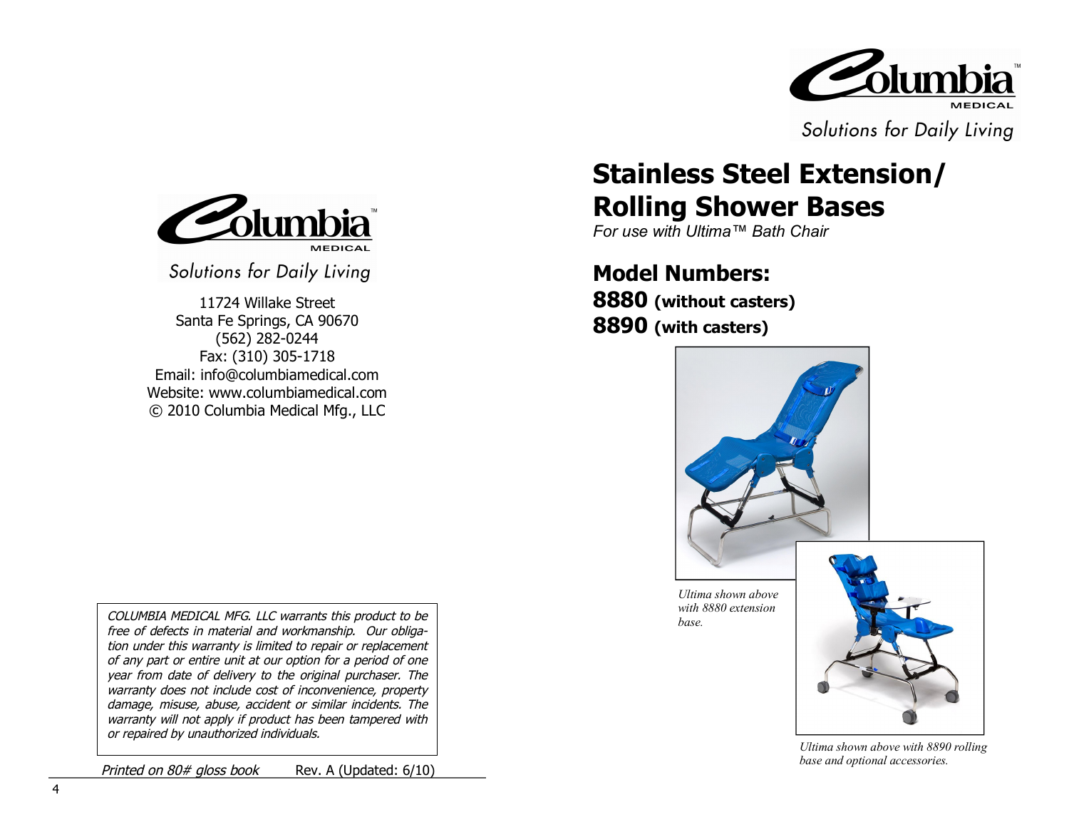Columbia MEDICAL

Solutions for Daily Living

11724 Willake Street
Santa Fe Springs, CA 90670
(562) 282-0244
Fax: (310) 305-1718
Email: info@columbiamedical.com
Website: www.columbiamedical.com
© 2010 Columbia Medical Mfg., LLC

*COLUMBIA MEDICAL MFG. LLC warrants this product to be free of defects in material and workmanship. Our obligation under this warranty is limited to repair or replacement of any part or entire unit at our option for a period of one year from date of delivery to the original purchaser. The warranty does not include cost of inconvenience, property damage, misuse, abuse, accident or similar incidents. The warranty will not apply if product has been tampered with or repaired by unauthorized individuals.*

*Printed on 80# gloss book* Rev. A (Updated: 6/10)

Columbia MEDICAL

Solutions for Daily Living

# Stainless Steel Extension/ Rolling Shower Bases

*For use with Ultima™ Bath Chair*

## Model Numbers:

**8880 (without casters)**

**8890 (with casters)**

*Ultima shown above with 8880 extension base.*

*Ultima shown above with 8890 rolling base and optional accessories.*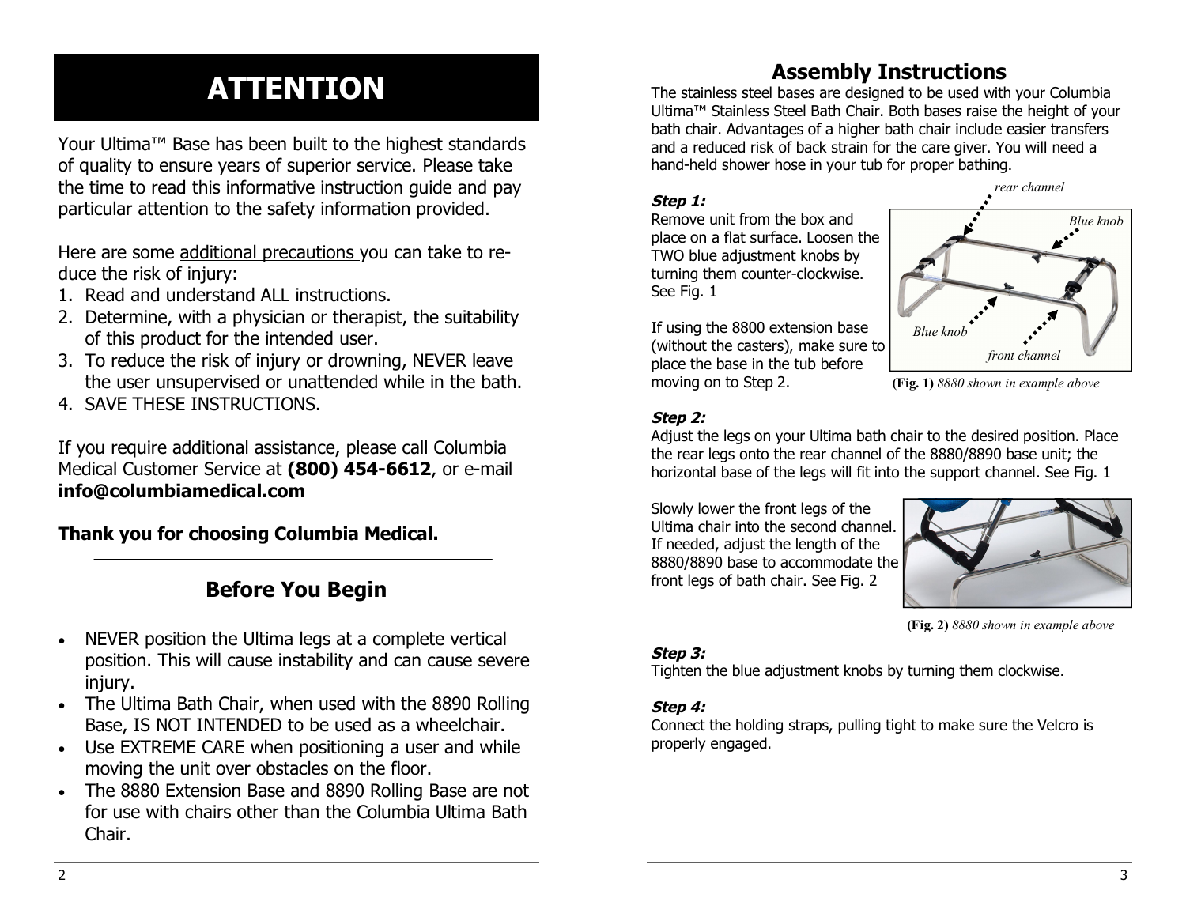# ATTENTION

Your Ultima™ Base has been built to the highest standards of quality to ensure years of superior service. Please take the time to read this informative instruction guide and pay particular attention to the safety information provided.

Here are some additional precautions you can take to reduce the risk of injury:

1. Read and understand ALL instructions.
2. Determine, with a physician or therapist, the suitability of this product for the intended user.
3. To reduce the risk of injury or drowning, NEVER leave the user unsupervised or unattended while in the bath.
4. SAVE THESE INSTRUCTIONS.

If you require additional assistance, please call Columbia Medical Customer Service at **(800) 454-6612**, or e-mail **info@columbiamedical.com**

**Thank you for choosing Columbia Medical.**

## Before You Begin

- NEVER position the Ultima legs at a complete vertical position. This will cause instability and can cause severe injury.
- The Ultima Bath Chair, when used with the 8890 Rolling Base, IS NOT INTENDED to be used as a wheelchair.
- Use EXTREME CARE when positioning a user and while moving the unit over obstacles on the floor.
- The 8880 Extension Base and 8890 Rolling Base are not for use with chairs other than the Columbia Ultima Bath Chair.

## Assembly Instructions

The stainless steel bases are designed to be used with your Columbia Ultima™ Stainless Steel Bath Chair. Both bases raise the height of your bath chair. Advantages of a higher bath chair include easier transfers and a reduced risk of back strain for the care giver. You will need a hand-held shower hose in your tub for proper bathing.

***Step 1:***
Remove unit from the box and place on a flat surface. Loosen the TWO blue adjustment knobs by turning them counter-clockwise. See Fig. 1

If using the 8800 extension base (without the casters), make sure to place the base in the tub before moving on to Step 2.

rear channel
Blue knob
Blue knob
front channel

**(Fig. 1)** *8880 shown in example above*

***Step 2:***
Adjust the legs on your Ultima bath chair to the desired position. Place the rear legs onto the rear channel of the 8880/8890 base unit; the horizontal base of the legs will fit into the support channel. See Fig. 1

Slowly lower the front legs of the Ultima chair into the second channel. If needed, adjust the length of the 8880/8890 base to accommodate the front legs of bath chair. See Fig. 2

**(Fig. 2)** *8880 shown in example above*

***Step 3:***
Tighten the blue adjustment knobs by turning them clockwise.

***Step 4:***
Connect the holding straps, pulling tight to make sure the Velcro is properly engaged.